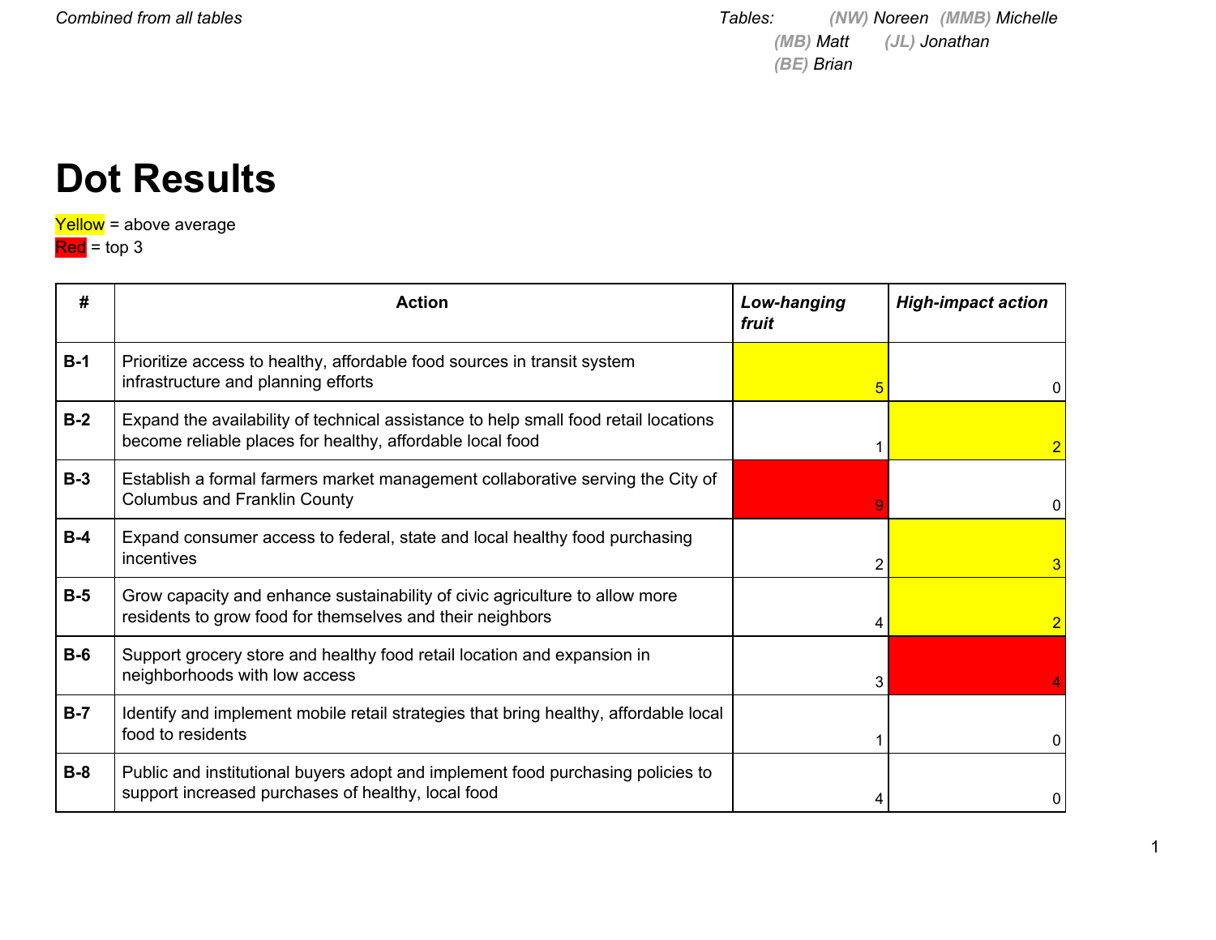*Combined from all tables*

*Tables:* *(NW) Noreen* *(MMB) Michelle* *(MB) Matt* *(JL) Jonathan* *(BE) Brian*

# Dot Results

Yellow = above average
Red = top 3

| # | Action | *Low-hanging fruit* | *High-impact action* |
|---|---|---|---|
| **B-1** | Prioritize access to healthy, affordable food sources in transit system infrastructure and planning efforts | 5 | 0 |
| **B-2** | Expand the availability of technical assistance to help small food retail locations become reliable places for healthy, affordable local food | 1 | 2 |
| **B-3** | Establish a formal farmers market management collaborative serving the City of Columbus and Franklin County | 9 | 0 |
| **B-4** | Expand consumer access to federal, state and local healthy food purchasing incentives | 2 | 3 |
| **B-5** | Grow capacity and enhance sustainability of civic agriculture to allow more residents to grow food for themselves and their neighbors | 4 | 2 |
| **B-6** | Support grocery store and healthy food retail location and expansion in neighborhoods with low access | 3 | 4 |
| **B-7** | Identify and implement mobile retail strategies that bring healthy, affordable local food to residents | 1 | 0 |
| **B-8** | Public and institutional buyers adopt and implement food purchasing policies to support increased purchases of healthy, local food | 4 | 0 |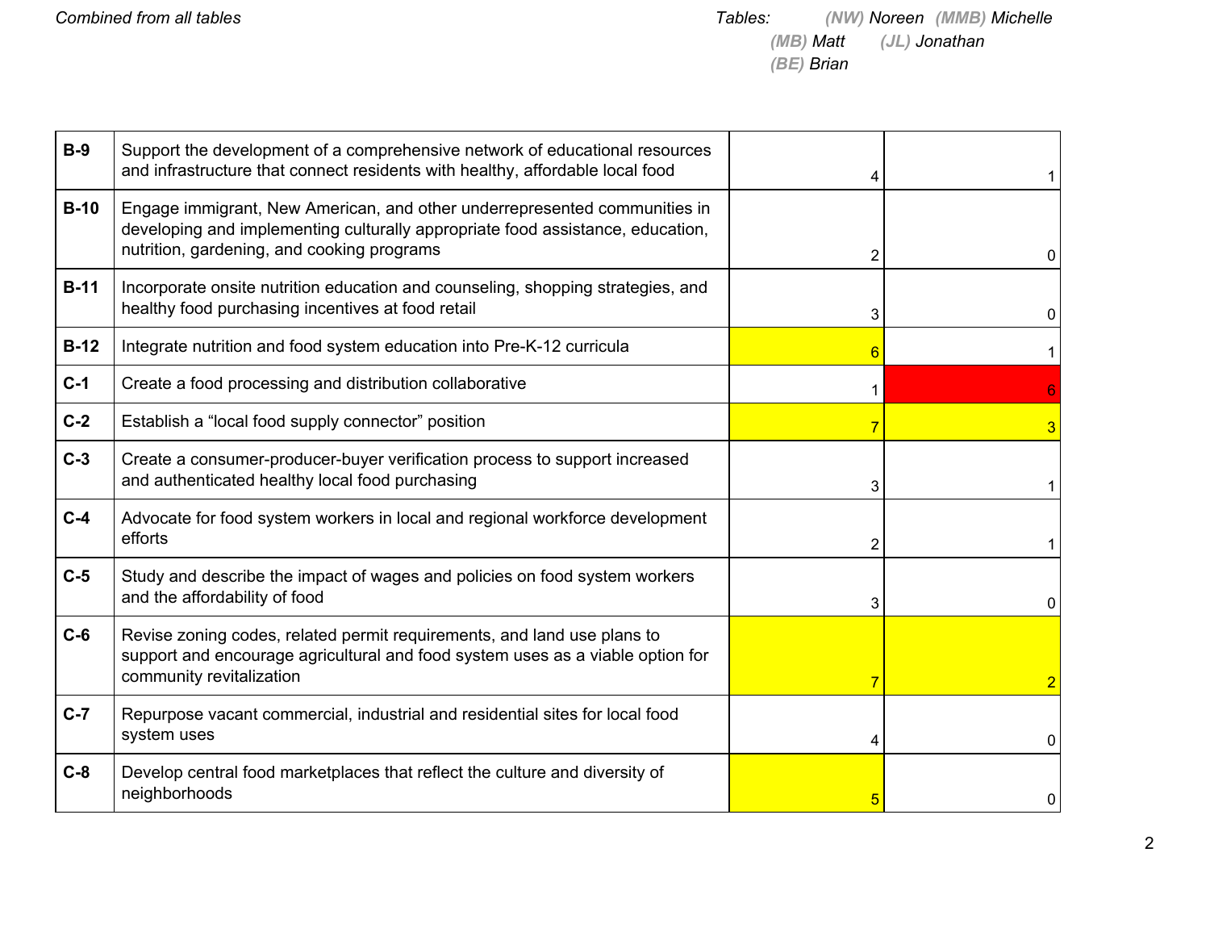*Combined from all tables*

*Tables: (NW) Noreen (MMB) Michelle (MB) Matt (JL) Jonathan (BE) Brian*

| | | | |
|---|---|---|---|
| **B-9** | Support the development of a comprehensive network of educational resources and infrastructure that connect residents with healthy, affordable local food | 4 | 1 |
| **B-10** | Engage immigrant, New American, and other underrepresented communities in developing and implementing culturally appropriate food assistance, education, nutrition, gardening, and cooking programs | 2 | 0 |
| **B-11** | Incorporate onsite nutrition education and counseling, shopping strategies, and healthy food purchasing incentives at food retail | 3 | 0 |
| **B-12** | Integrate nutrition and food system education into Pre-K-12 curricula | 6 | 1 |
| **C-1** | Create a food processing and distribution collaborative | 1 | 6 |
| **C-2** | Establish a “local food supply connector” position | 7 | 3 |
| **C-3** | Create a consumer-producer-buyer verification process to support increased and authenticated healthy local food purchasing | 3 | 1 |
| **C-4** | Advocate for food system workers in local and regional workforce development efforts | 2 | 1 |
| **C-5** | Study and describe the impact of wages and policies on food system workers and the affordability of food | 3 | 0 |
| **C-6** | Revise zoning codes, related permit requirements, and land use plans to support and encourage agricultural and food system uses as a viable option for community revitalization | 7 | 2 |
| **C-7** | Repurpose vacant commercial, industrial and residential sites for local food system uses | 4 | 0 |
| **C-8** | Develop central food marketplaces that reflect the culture and diversity of neighborhoods | 5 | 0 |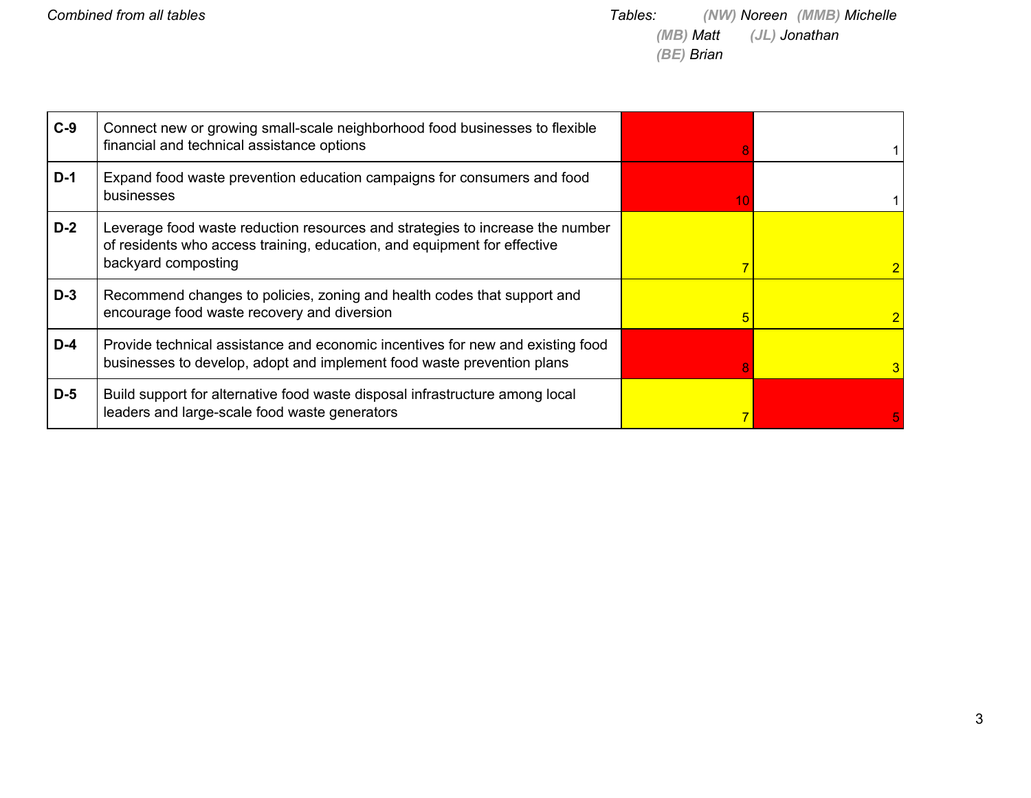*Combined from all tables*

*Tables: (NW) Noreen (MMB) Michelle (MB) Matt (JL) Jonathan (BE) Brian*

| | | | |
|---|---|---|---|
| **C-9** | Connect new or growing small-scale neighborhood food businesses to flexible financial and technical assistance options | 8 | 1 |
| **D-1** | Expand food waste prevention education campaigns for consumers and food businesses | 10 | 1 |
| **D-2** | Leverage food waste reduction resources and strategies to increase the number of residents who access training, education, and equipment for effective backyard composting | 7 | 2 |
| **D-3** | Recommend changes to policies, zoning and health codes that support and encourage food waste recovery and diversion | 5 | 2 |
| **D-4** | Provide technical assistance and economic incentives for new and existing food businesses to develop, adopt and implement food waste prevention plans | 8 | 3 |
| **D-5** | Build support for alternative food waste disposal infrastructure among local leaders and large-scale food waste generators | 7 | 5 |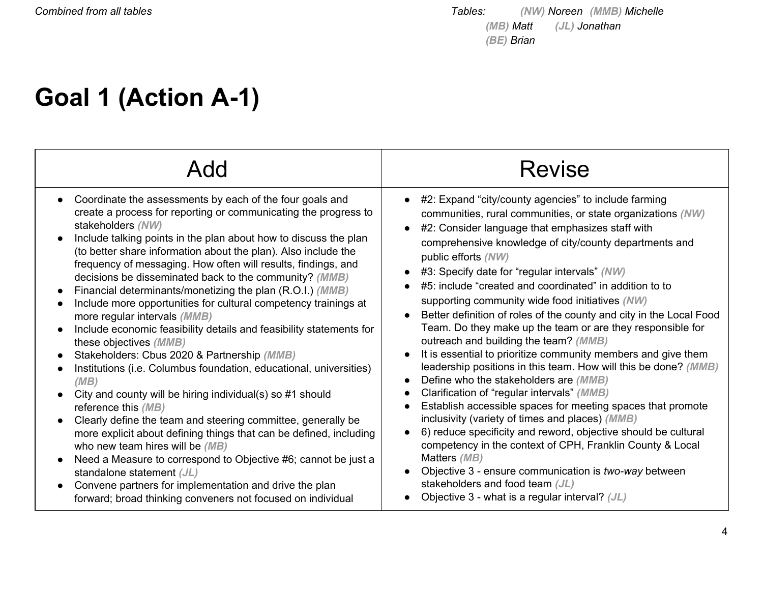*Combined from all tables*

*Tables: **(NW)** Noreen **(MMB)** Michelle **(MB)** Matt **(JL)** Jonathan **(BE)** Brian*

# Goal 1 (Action A-1)

| Add | Revise |
|---|---|
| • Coordinate the assessments by each of the four goals and create a process for reporting or communicating the progress to stakeholders ***(NW)***<br>• Include talking points in the plan about how to discuss the plan (to better share information about the plan). Also include the frequency of messaging. How often will results, findings, and decisions be disseminated back to the community? ***(MMB)***<br>• Financial determinants/monetizing the plan (R.O.I.) ***(MMB)***<br>• Include more opportunities for cultural competency trainings at more regular intervals ***(MMB)***<br>• Include economic feasibility details and feasibility statements for these objectives ***(MMB)***<br>• Stakeholders: Cbus 2020 & Partnership ***(MMB)***<br>• Institutions (i.e. Columbus foundation, educational, universities) ***(MB)***<br>• City and county will be hiring individual(s) so #1 should reference this ***(MB)***<br>• Clearly define the team and steering committee, generally be more explicit about defining things that can be defined, including who new team hires will be ***(MB)***<br>• Need a Measure to correspond to Objective #6; cannot be just a standalone statement ***(JL)***<br>• Convene partners for implementation and drive the plan forward; broad thinking conveners not focused on individual | • #2: Expand "city/county agencies" to include farming communities, rural communities, or state organizations ***(NW)***<br>• #2: Consider language that emphasizes staff with comprehensive knowledge of city/county departments and public efforts ***(NW)***<br>• #3: Specify date for "regular intervals" ***(NW)***<br>• #5: include "created and coordinated" in addition to to supporting community wide food initiatives ***(NW)***<br>• Better definition of roles of the county and city in the Local Food Team. Do they make up the team or are they responsible for outreach and building the team? ***(MMB)***<br>• It is essential to prioritize community members and give them leadership positions in this team. How will this be done? ***(MMB)***<br>• Define who the stakeholders are ***(MMB)***<br>• Clarification of "regular intervals" ***(MMB)***<br>• Establish accessible spaces for meeting spaces that promote inclusivity (variety of times and places) ***(MMB)***<br>• 6) reduce specificity and reword, objective should be cultural competency in the context of CPH, Franklin County & Local Matters ***(MB)***<br>• Objective 3 - ensure communication is *two-way* between stakeholders and food team ***(JL)***<br>• Objective 3 - what is a regular interval? ***(JL)*** |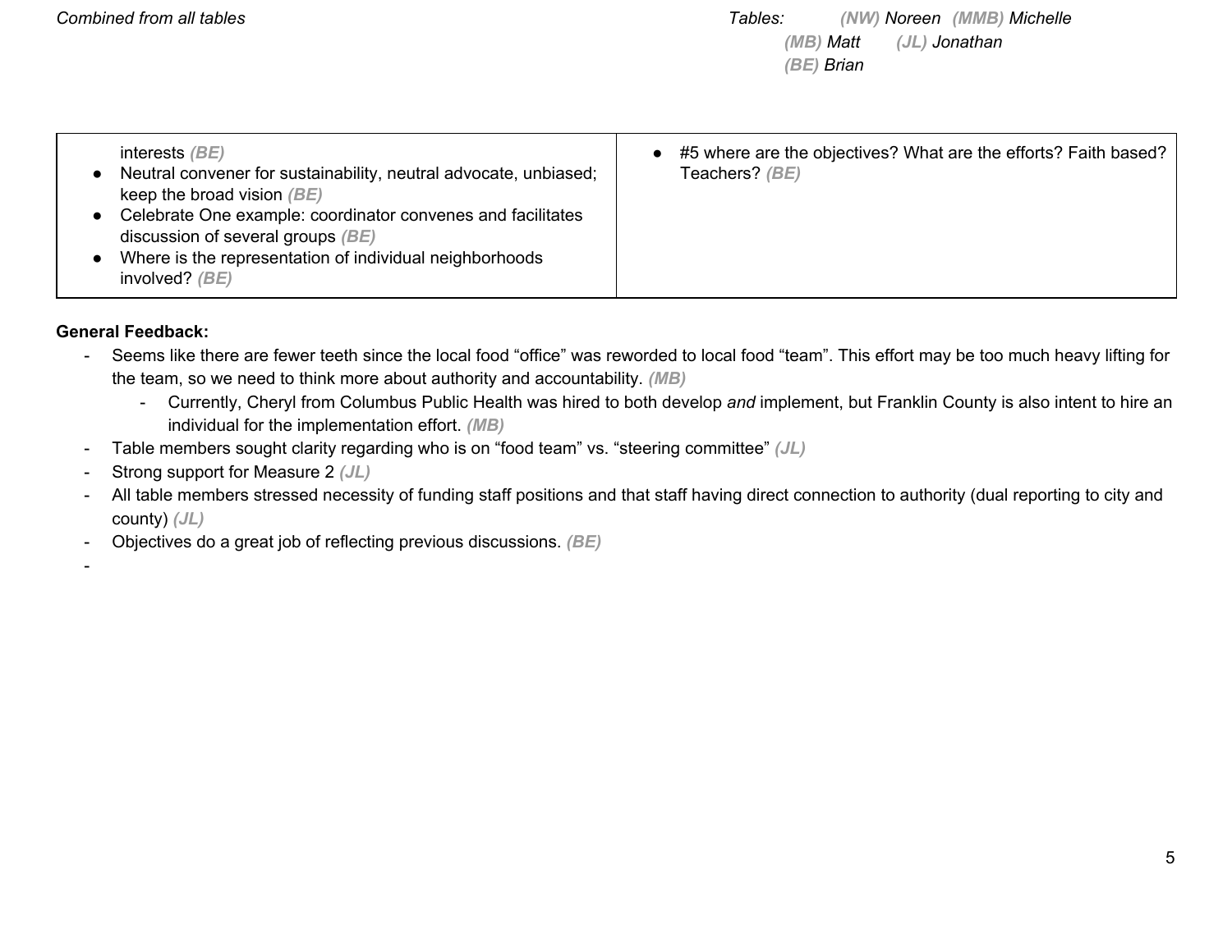Combined from all tables

Tables: (NW) Noreen (MMB) Michelle (MB) Matt (JL) Jonathan (BE) Brian

| | |
|---|---|
| interests (BE)<br>• Neutral convener for sustainability, neutral advocate, unbiased; keep the broad vision (BE)<br>• Celebrate One example: coordinator convenes and facilitates discussion of several groups (BE)<br>• Where is the representation of individual neighborhoods involved? (BE) | • #5 where are the objectives? What are the efforts? Faith based? Teachers? (BE) |

**General Feedback:**

- Seems like there are fewer teeth since the local food "office" was reworded to local food "team". This effort may be too much heavy lifting for the team, so we need to think more about authority and accountability. (MB)
    - Currently, Cheryl from Columbus Public Health was hired to both develop *and* implement, but Franklin County is also intent to hire an individual for the implementation effort. (MB)
- Table members sought clarity regarding who is on "food team" vs. "steering committee" (JL)
- Strong support for Measure 2 (JL)
- All table members stressed necessity of funding staff positions and that staff having direct connection to authority (dual reporting to city and county) (JL)
- Objectives do a great job of reflecting previous discussions. (BE)
-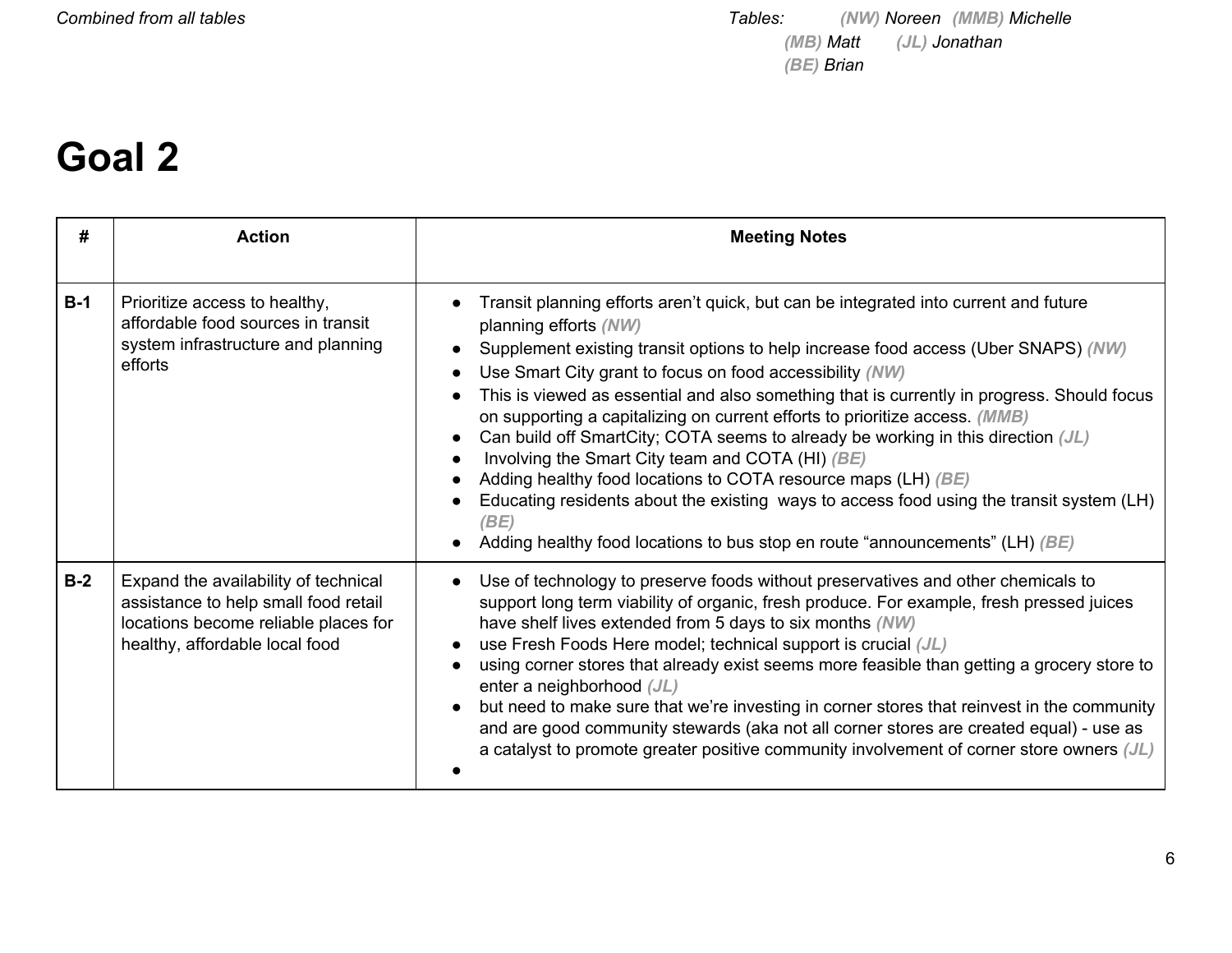*Combined from all tables*

*Tables:* ***(NW)*** *Noreen* ***(MMB)*** *Michelle*
***(MB)*** *Matt* ***(JL)*** *Jonathan*
***(BE)*** *Brian*

# Goal 2

| # | Action | Meeting Notes |
|---|---|---|
| **B-1** | Prioritize access to healthy, affordable food sources in transit system infrastructure and planning efforts | • Transit planning efforts aren't quick, but can be integrated into current and future planning efforts ***(NW)***<br>• Supplement existing transit options to help increase food access (Uber SNAPS) ***(NW)***<br>• Use Smart City grant to focus on food accessibility ***(NW)***<br>• This is viewed as essential and also something that is currently in progress. Should focus on supporting a capitalizing on current efforts to prioritize access. ***(MMB)***<br>• Can build off SmartCity; COTA seems to already be working in this direction ***(JL)***<br>• Involving the Smart City team and COTA (HI) ***(BE)***<br>• Adding healthy food locations to COTA resource maps (LH) ***(BE)***<br>• Educating residents about the existing ways to access food using the transit system (LH) ***(BE)***<br>• Adding healthy food locations to bus stop en route "announcements" (LH) ***(BE)*** |
| **B-2** | Expand the availability of technical assistance to help small food retail locations become reliable places for healthy, affordable local food | • Use of technology to preserve foods without preservatives and other chemicals to support long term viability of organic, fresh produce. For example, fresh pressed juices have shelf lives extended from 5 days to six months ***(NW)***<br>• use Fresh Foods Here model; technical support is crucial ***(JL)***<br>• using corner stores that already exist seems more feasible than getting a grocery store to enter a neighborhood ***(JL)***<br>• but need to make sure that we're investing in corner stores that reinvest in the community and are good community stewards (aka not all corner stores are created equal) - use as a catalyst to promote greater positive community involvement of corner store owners ***(JL)***<br>• |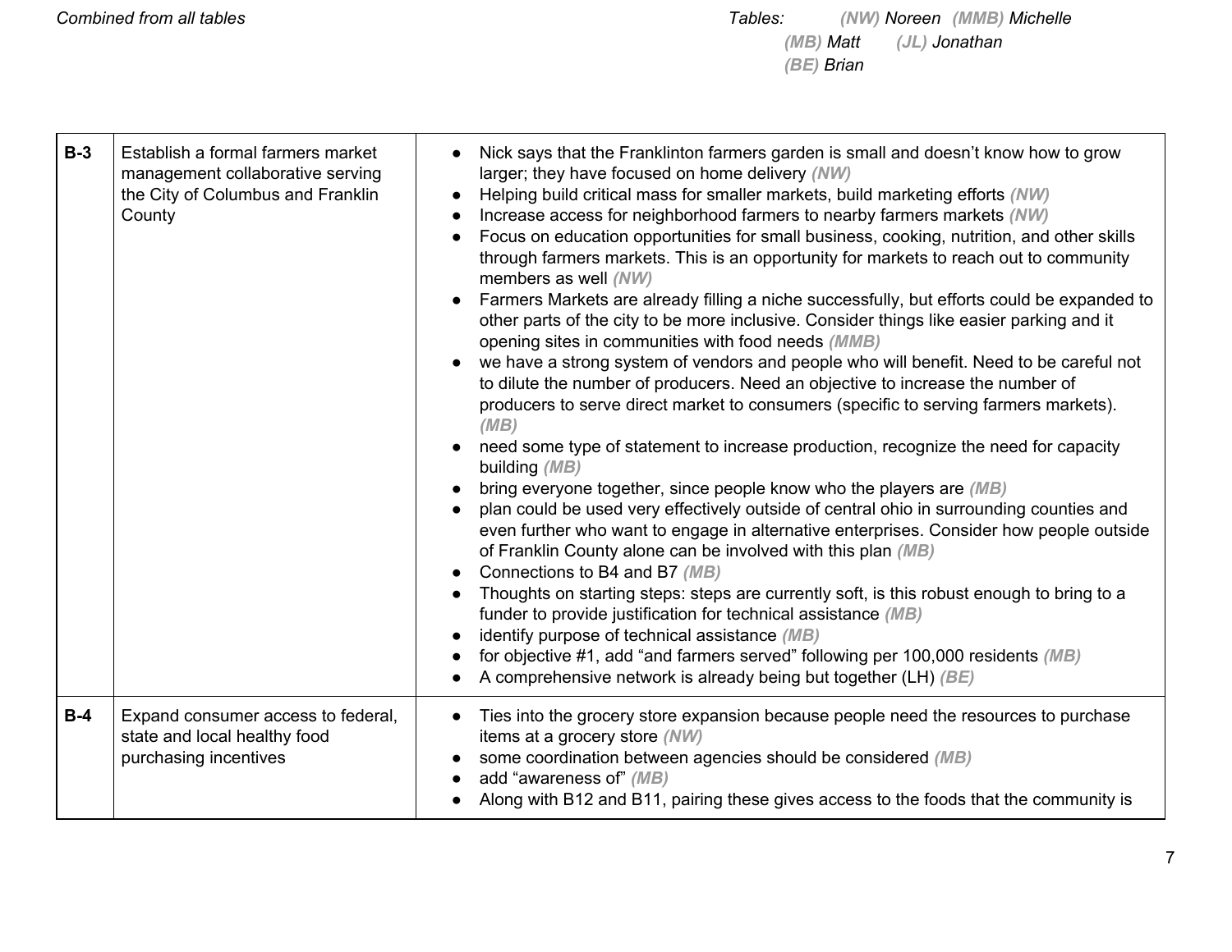*Combined from all tables*

*Tables: (NW) Noreen (MMB) Michelle (MB) Matt (JL) Jonathan (BE) Brian*

| | | |
|---|---|---|
| **B-3** | Establish a formal farmers market management collaborative serving the City of Columbus and Franklin County | • Nick says that the Franklinton farmers garden is small and doesn't know how to grow larger; they have focused on home delivery ***(NW)***<br>• Helping build critical mass for smaller markets, build marketing efforts ***(NW)***<br>• Increase access for neighborhood farmers to nearby farmers markets ***(NW)***<br>• Focus on education opportunities for small business, cooking, nutrition, and other skills through farmers markets. This is an opportunity for markets to reach out to community members as well ***(NW)***<br>• Farmers Markets are already filling a niche successfully, but efforts could be expanded to other parts of the city to be more inclusive. Consider things like easier parking and it opening sites in communities with food needs ***(MMB)***<br>• we have a strong system of vendors and people who will benefit. Need to be careful not to dilute the number of producers. Need an objective to increase the number of producers to serve direct market to consumers (specific to serving farmers markets). ***(MB)***<br>• need some type of statement to increase production, recognize the need for capacity building ***(MB)***<br>• bring everyone together, since people know who the players are ***(MB)***<br>• plan could be used very effectively outside of central ohio in surrounding counties and even further who want to engage in alternative enterprises. Consider how people outside of Franklin County alone can be involved with this plan ***(MB)***<br>• Connections to B4 and B7 ***(MB)***<br>• Thoughts on starting steps: steps are currently soft, is this robust enough to bring to a funder to provide justification for technical assistance ***(MB)***<br>• identify purpose of technical assistance ***(MB)***<br>• for objective #1, add "and farmers served" following per 100,000 residents ***(MB)***<br>• A comprehensive network is already being but together (LH) ***(BE)*** |
| **B-4** | Expand consumer access to federal, state and local healthy food purchasing incentives | • Ties into the grocery store expansion because people need the resources to purchase items at a grocery store ***(NW)***<br>• some coordination between agencies should be considered ***(MB)***<br>• add "awareness of" ***(MB)***<br>• Along with B12 and B11, pairing these gives access to the foods that the community is |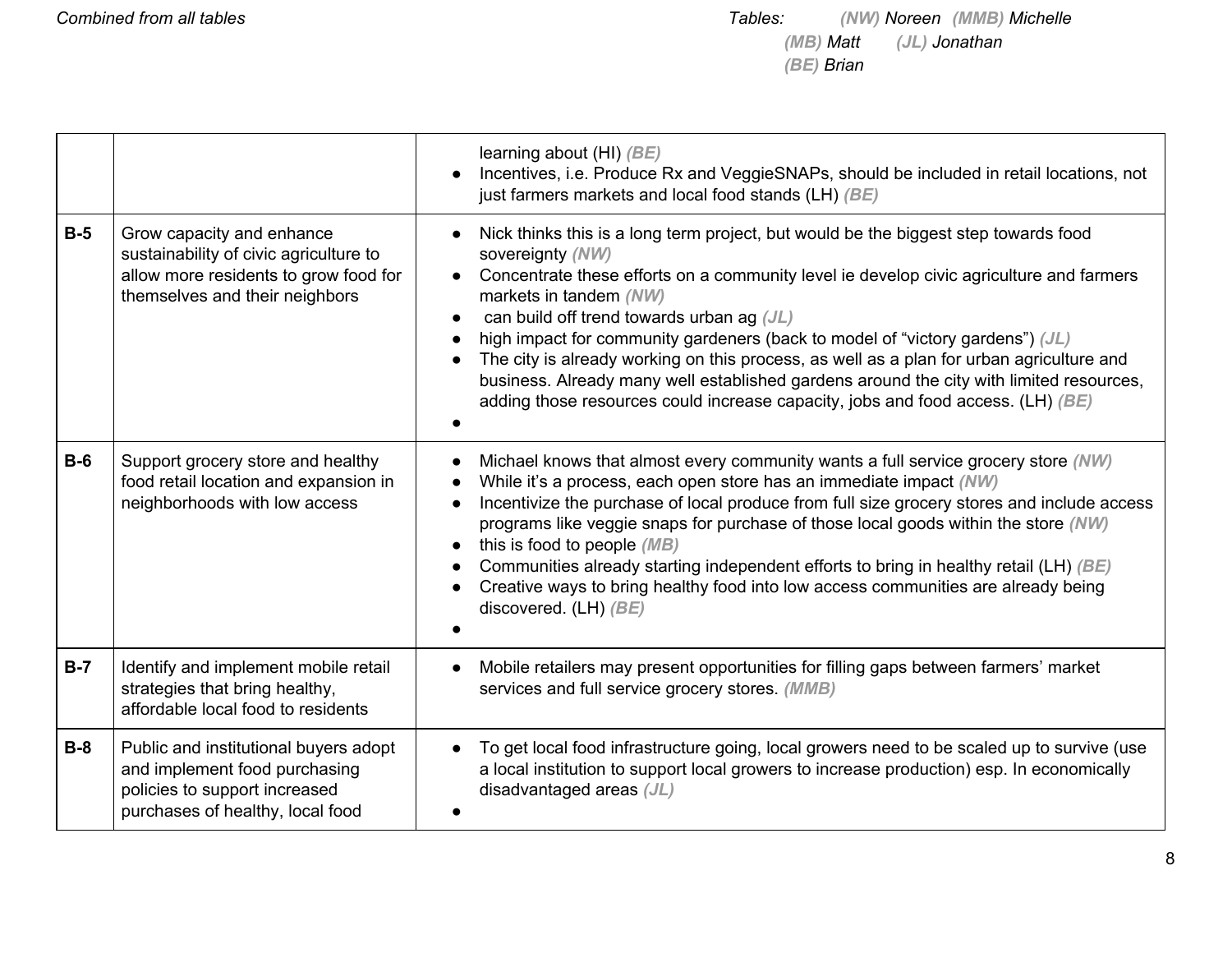| | | |
|---|---|---|
| | | learning about (HI) *(BE)*<br>● Incentives, i.e. Produce Rx and VeggieSNAPs, should be included in retail locations, not just farmers markets and local food stands (LH) *(BE)* |
| **B-5** | Grow capacity and enhance sustainability of civic agriculture to allow more residents to grow food for themselves and their neighbors | ● Nick thinks this is a long term project, but would be the biggest step towards food sovereignty *(NW)*<br>● Concentrate these efforts on a community level ie develop civic agriculture and farmers markets in tandem *(NW)*<br>● can build off trend towards urban ag *(JL)*<br>● high impact for community gardeners (back to model of "victory gardens") *(JL)*<br>● The city is already working on this process, as well as a plan for urban agriculture and business. Already many well established gardens around the city with limited resources, adding those resources could increase capacity, jobs and food access. (LH) *(BE)*<br>● |
| **B-6** | Support grocery store and healthy food retail location and expansion in neighborhoods with low access | ● Michael knows that almost every community wants a full service grocery store *(NW)*<br>● While it's a process, each open store has an immediate impact *(NW)*<br>● Incentivize the purchase of local produce from full size grocery stores and include access programs like veggie snaps for purchase of those local goods within the store *(NW)*<br>● this is food to people *(MB)*<br>● Communities already starting independent efforts to bring in healthy retail (LH) *(BE)*<br>● Creative ways to bring healthy food into low access communities are already being discovered. (LH) *(BE)*<br>● |
| **B-7** | Identify and implement mobile retail strategies that bring healthy, affordable local food to residents | ● Mobile retailers may present opportunities for filling gaps between farmers' market services and full service grocery stores. *(MMB)* |
| **B-8** | Public and institutional buyers adopt and implement food purchasing policies to support increased purchases of healthy, local food | ● To get local food infrastructure going, local growers need to be scaled up to survive (use a local institution to support local growers to increase production) esp. In economically disadvantaged areas *(JL)*<br>● |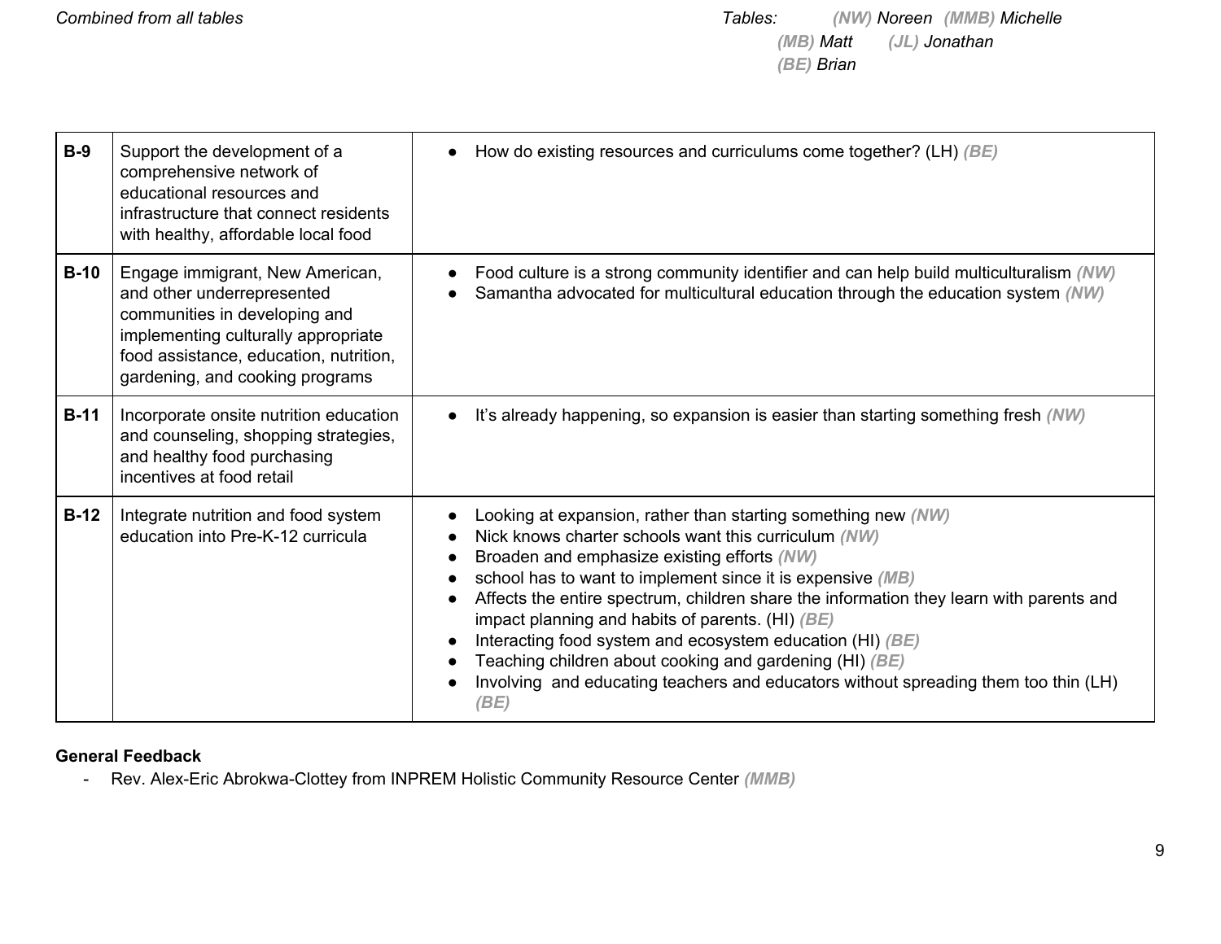*Combined from all tables*

*Tables: **(NW)** Noreen **(MMB)** Michelle **(MB)** Matt **(JL)** Jonathan **(BE)** Brian*

| | | |
|---|---|---|
| **B-9** | Support the development of a comprehensive network of educational resources and infrastructure that connect residents with healthy, affordable local food | • How do existing resources and curriculums come together? (LH) ***(BE)*** |
| **B-10** | Engage immigrant, New American, and other underrepresented communities in developing and implementing culturally appropriate food assistance, education, nutrition, gardening, and cooking programs | • Food culture is a strong community identifier and can help build multiculturalism ***(NW)***<br>• Samantha advocated for multicultural education through the education system ***(NW)*** |
| **B-11** | Incorporate onsite nutrition education and counseling, shopping strategies, and healthy food purchasing incentives at food retail | • It's already happening, so expansion is easier than starting something fresh ***(NW)*** |
| **B-12** | Integrate nutrition and food system education into Pre-K-12 curricula | • Looking at expansion, rather than starting something new ***(NW)***<br>• Nick knows charter schools want this curriculum ***(NW)***<br>• Broaden and emphasize existing efforts ***(NW)***<br>• school has to want to implement since it is expensive ***(MB)***<br>• Affects the entire spectrum, children share the information they learn with parents and impact planning and habits of parents. (HI) ***(BE)***<br>• Interacting food system and ecosystem education (HI) ***(BE)***<br>• Teaching children about cooking and gardening (HI) ***(BE)***<br>• Involving and educating teachers and educators without spreading them too thin (LH) ***(BE)*** |

**General Feedback**

- Rev. Alex-Eric Abrokwa-Clottey from INPREM Holistic Community Resource Center ***(MMB)***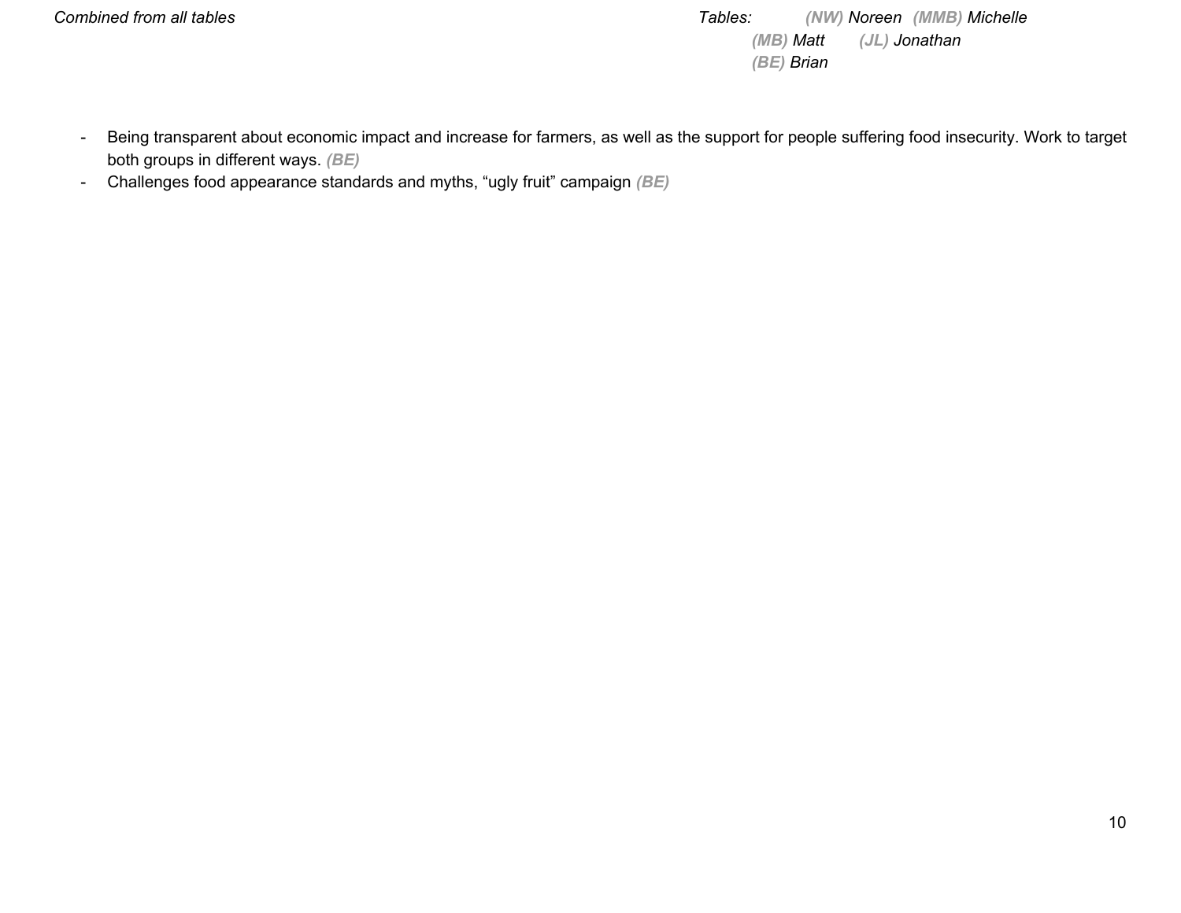- Being transparent about economic impact and increase for farmers, as well as the support for people suffering food insecurity. Work to target both groups in different ways. ***(BE)***
- Challenges food appearance standards and myths, “ugly fruit” campaign ***(BE)***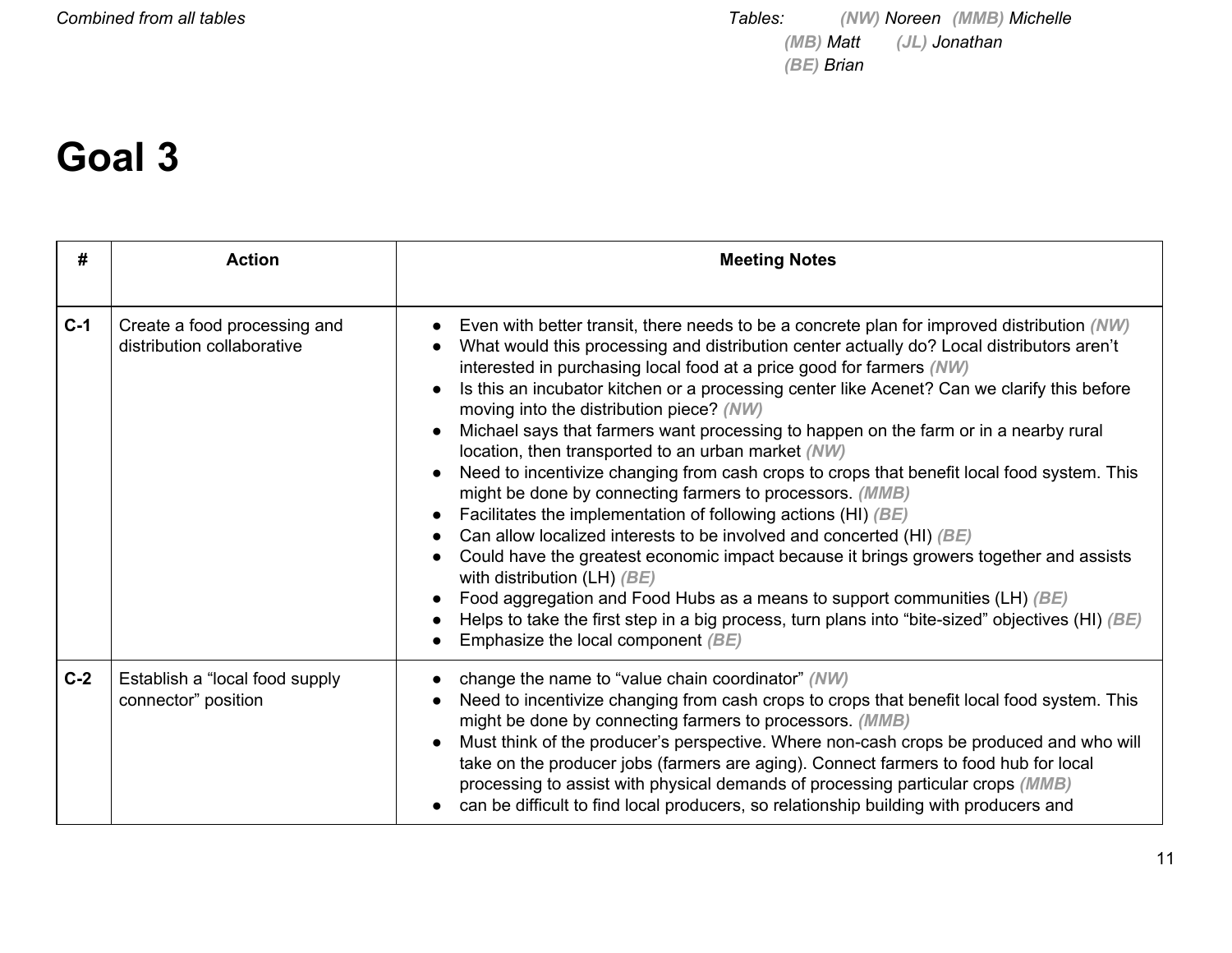*Combined from all tables*

*Tables:* ***(NW)*** *Noreen* ***(MMB)*** *Michelle* ***(MB)*** *Matt* ***(JL)*** *Jonathan* ***(BE)*** *Brian*

# Goal 3

| # | Action | Meeting Notes |
|---|---|---|
| **C-1** | Create a food processing and distribution collaborative | • Even with better transit, there needs to be a concrete plan for improved distribution ***(NW)***<br>• What would this processing and distribution center actually do? Local distributors aren't interested in purchasing local food at a price good for farmers ***(NW)***<br>• Is this an incubator kitchen or a processing center like Acenet? Can we clarify this before moving into the distribution piece? ***(NW)***<br>• Michael says that farmers want processing to happen on the farm or in a nearby rural location, then transported to an urban market ***(NW)***<br>• Need to incentivize changing from cash crops to crops that benefit local food system. This might be done by connecting farmers to processors. ***(MMB)***<br>• Facilitates the implementation of following actions (HI) ***(BE)***<br>• Can allow localized interests to be involved and concerted (HI) ***(BE)***<br>• Could have the greatest economic impact because it brings growers together and assists with distribution (LH) ***(BE)***<br>• Food aggregation and Food Hubs as a means to support communities (LH) ***(BE)***<br>• Helps to take the first step in a big process, turn plans into "bite-sized" objectives (HI) ***(BE)***<br>• Emphasize the local component ***(BE)*** |
| **C-2** | Establish a "local food supply connector" position | • change the name to "value chain coordinator" ***(NW)***<br>• Need to incentivize changing from cash crops to crops that benefit local food system. This might be done by connecting farmers to processors. ***(MMB)***<br>• Must think of the producer's perspective. Where non-cash crops be produced and who will take on the producer jobs (farmers are aging). Connect farmers to food hub for local processing to assist with physical demands of processing particular crops ***(MMB)***<br>• can be difficult to find local producers, so relationship building with producers and |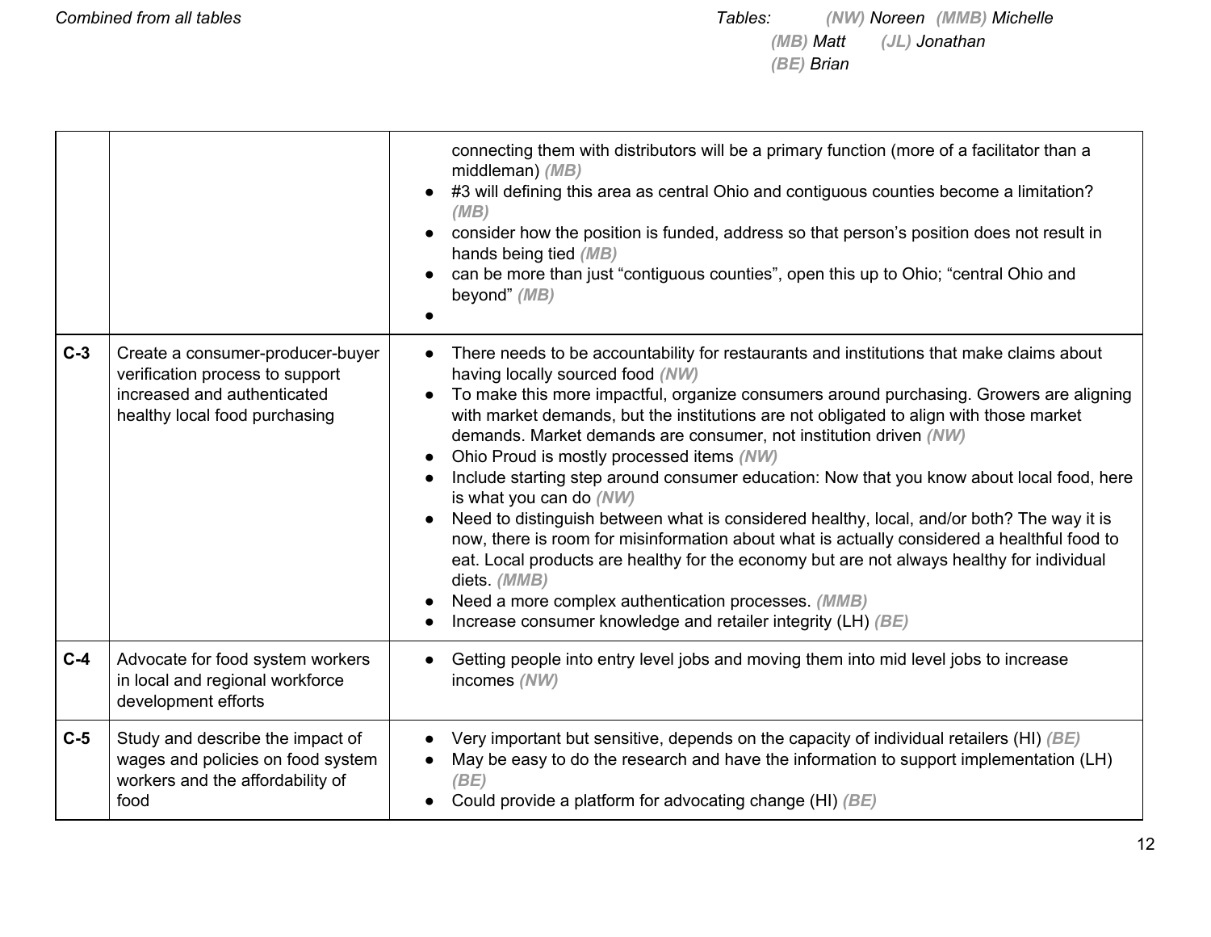| | | |
|---|---|---|
| | | connecting them with distributors will be a primary function (more of a facilitator than a middleman) ***(MB)***<br>● #3 will defining this area as central Ohio and contiguous counties become a limitation? ***(MB)***<br>● consider how the position is funded, address so that person's position does not result in hands being tied ***(MB)***<br>● can be more than just "contiguous counties", open this up to Ohio; "central Ohio and beyond" ***(MB)***<br>● |
| **C-3** | Create a consumer-producer-buyer verification process to support increased and authenticated healthy local food purchasing | ● There needs to be accountability for restaurants and institutions that make claims about having locally sourced food ***(NW)***<br>● To make this more impactful, organize consumers around purchasing. Growers are aligning with market demands, but the institutions are not obligated to align with those market demands. Market demands are consumer, not institution driven ***(NW)***<br>● Ohio Proud is mostly processed items ***(NW)***<br>● Include starting step around consumer education: Now that you know about local food, here is what you can do ***(NW)***<br>● Need to distinguish between what is considered healthy, local, and/or both? The way it is now, there is room for misinformation about what is actually considered a healthful food to eat. Local products are healthy for the economy but are not always healthy for individual diets. ***(MMB)***<br>● Need a more complex authentication processes. ***(MMB)***<br>● Increase consumer knowledge and retailer integrity (LH) ***(BE)*** |
| **C-4** | Advocate for food system workers in local and regional workforce development efforts | ● Getting people into entry level jobs and moving them into mid level jobs to increase incomes ***(NW)*** |
| **C-5** | Study and describe the impact of wages and policies on food system workers and the affordability of food | ● Very important but sensitive, depends on the capacity of individual retailers (HI) ***(BE)***<br>● May be easy to do the research and have the information to support implementation (LH) ***(BE)***<br>● Could provide a platform for advocating change (HI) ***(BE)*** |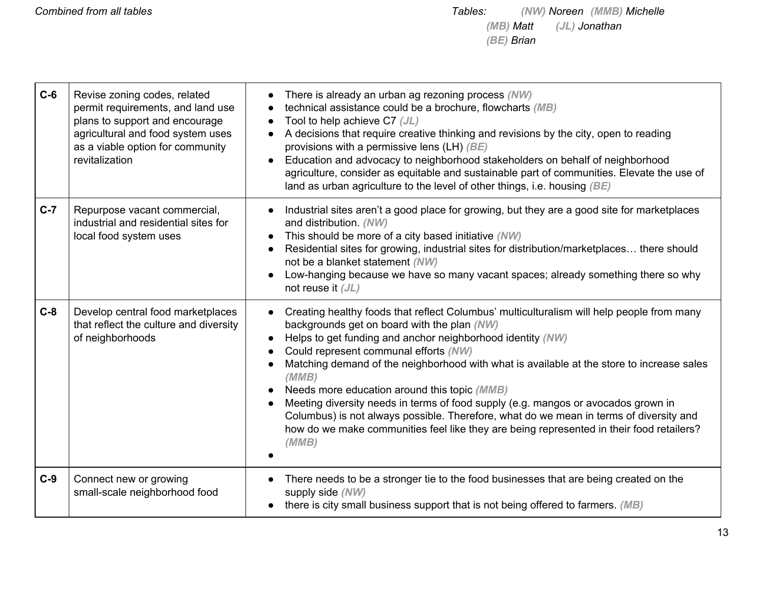*Combined from all tables*

*Tables: (NW) Noreen (MMB) Michelle (MB) Matt (JL) Jonathan (BE) Brian*

| | | |
|---|---|---|
| **C-6** | Revise zoning codes, related permit requirements, and land use plans to support and encourage agricultural and food system uses as a viable option for community revitalization | • There is already an urban ag rezoning process *(NW)*<br>• technical assistance could be a brochure, flowcharts *(MB)*<br>• Tool to help achieve C7 *(JL)*<br>• A decisions that require creative thinking and revisions by the city, open to reading provisions with a permissive lens (LH) *(BE)*<br>• Education and advocacy to neighborhood stakeholders on behalf of neighborhood agriculture, consider as equitable and sustainable part of communities. Elevate the use of land as urban agriculture to the level of other things, i.e. housing *(BE)* |
| **C-7** | Repurpose vacant commercial, industrial and residential sites for local food system uses | • Industrial sites aren't a good place for growing, but they are a good site for marketplaces and distribution. *(NW)*<br>• This should be more of a city based initiative *(NW)*<br>• Residential sites for growing, industrial sites for distribution/marketplaces… there should not be a blanket statement *(NW)*<br>• Low-hanging because we have so many vacant spaces; already something there so why not reuse it *(JL)* |
| **C-8** | Develop central food marketplaces that reflect the culture and diversity of neighborhoods | • Creating healthy foods that reflect Columbus' multiculturalism will help people from many backgrounds get on board with the plan *(NW)*<br>• Helps to get funding and anchor neighborhood identity *(NW)*<br>• Could represent communal efforts *(NW)*<br>• Matching demand of the neighborhood with what is available at the store to increase sales *(MMB)*<br>• Needs more education around this topic *(MMB)*<br>• Meeting diversity needs in terms of food supply (e.g. mangos or avocados grown in Columbus) is not always possible. Therefore, what do we mean in terms of diversity and how do we make communities feel like they are being represented in their food retailers? *(MMB)*<br>• |
| **C-9** | Connect new or growing small-scale neighborhood food | • There needs to be a stronger tie to the food businesses that are being created on the supply side *(NW)*<br>• there is city small business support that is not being offered to farmers. *(MB)* |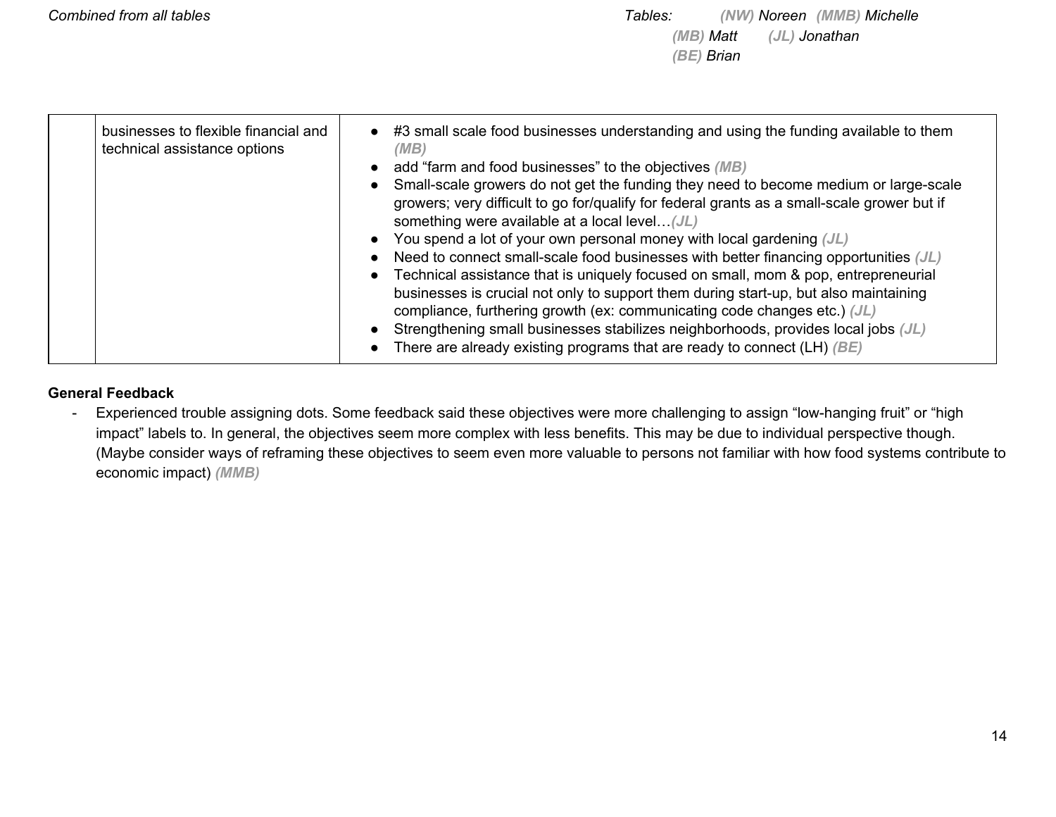| | businesses to flexible financial and technical assistance options | • #3 small scale food businesses understanding and using the funding available to them *(MB)*<br>• add “farm and food businesses” to the objectives *(MB)*<br>• Small-scale growers do not get the funding they need to become medium or large-scale growers; very difficult to go for/qualify for federal grants as a small-scale grower but if something were available at a local level…*(JL)*<br>• You spend a lot of your own personal money with local gardening *(JL)*<br>• Need to connect small-scale food businesses with better financing opportunities *(JL)*<br>• Technical assistance that is uniquely focused on small, mom & pop, entrepreneurial businesses is crucial not only to support them during start-up, but also maintaining compliance, furthering growth (ex: communicating code changes etc.) *(JL)*<br>• Strengthening small businesses stabilizes neighborhoods, provides local jobs *(JL)*<br>• There are already existing programs that are ready to connect (LH) *(BE)* |
|---|---|---|

**General Feedback**

- Experienced trouble assigning dots. Some feedback said these objectives were more challenging to assign “low-hanging fruit” or “high impact” labels to. In general, the objectives seem more complex with less benefits. This may be due to individual perspective though. (Maybe consider ways of reframing these objectives to seem even more valuable to persons not familiar with how food systems contribute to economic impact) *(MMB)*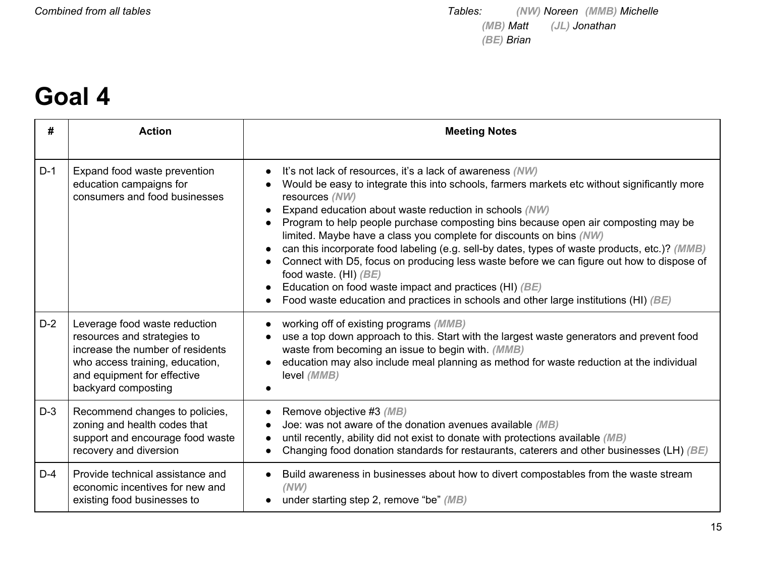*Combined from all tables*

*Tables: (NW) Noreen (MMB) Michelle (MB) Matt (JL) Jonathan (BE) Brian*

# Goal 4

| # | Action | Meeting Notes |
|---|---|---|
| D-1 | Expand food waste prevention education campaigns for consumers and food businesses | • It's not lack of resources, it's a lack of awareness ***(NW)*** <br>• Would be easy to integrate this into schools, farmers markets etc without significantly more resources ***(NW)*** <br>• Expand education about waste reduction in schools ***(NW)*** <br>• Program to help people purchase composting bins because open air composting may be limited. Maybe have a class you complete for discounts on bins ***(NW)*** <br>• can this incorporate food labeling (e.g. sell-by dates, types of waste products, etc.)? ***(MMB)*** <br>• Connect with D5, focus on producing less waste before we can figure out how to dispose of food waste. (HI) ***(BE)*** <br>• Education on food waste impact and practices (HI) ***(BE)*** <br>• Food waste education and practices in schools and other large institutions (HI) ***(BE)*** |
| D-2 | Leverage food waste reduction resources and strategies to increase the number of residents who access training, education, and equipment for effective backyard composting | • working off of existing programs ***(MMB)*** <br>• use a top down approach to this. Start with the largest waste generators and prevent food waste from becoming an issue to begin with. ***(MMB)*** <br>• education may also include meal planning as method for waste reduction at the individual level ***(MMB)*** <br>• |
| D-3 | Recommend changes to policies, zoning and health codes that support and encourage food waste recovery and diversion | • Remove objective #3 ***(MB)*** <br>• Joe: was not aware of the donation avenues available ***(MB)*** <br>• until recently, ability did not exist to donate with protections available ***(MB)*** <br>• Changing food donation standards for restaurants, caterers and other businesses (LH) ***(BE)*** |
| D-4 | Provide technical assistance and economic incentives for new and existing food businesses to | • Build awareness in businesses about how to divert compostables from the waste stream ***(NW)*** <br>• under starting step 2, remove "be" ***(MB)*** |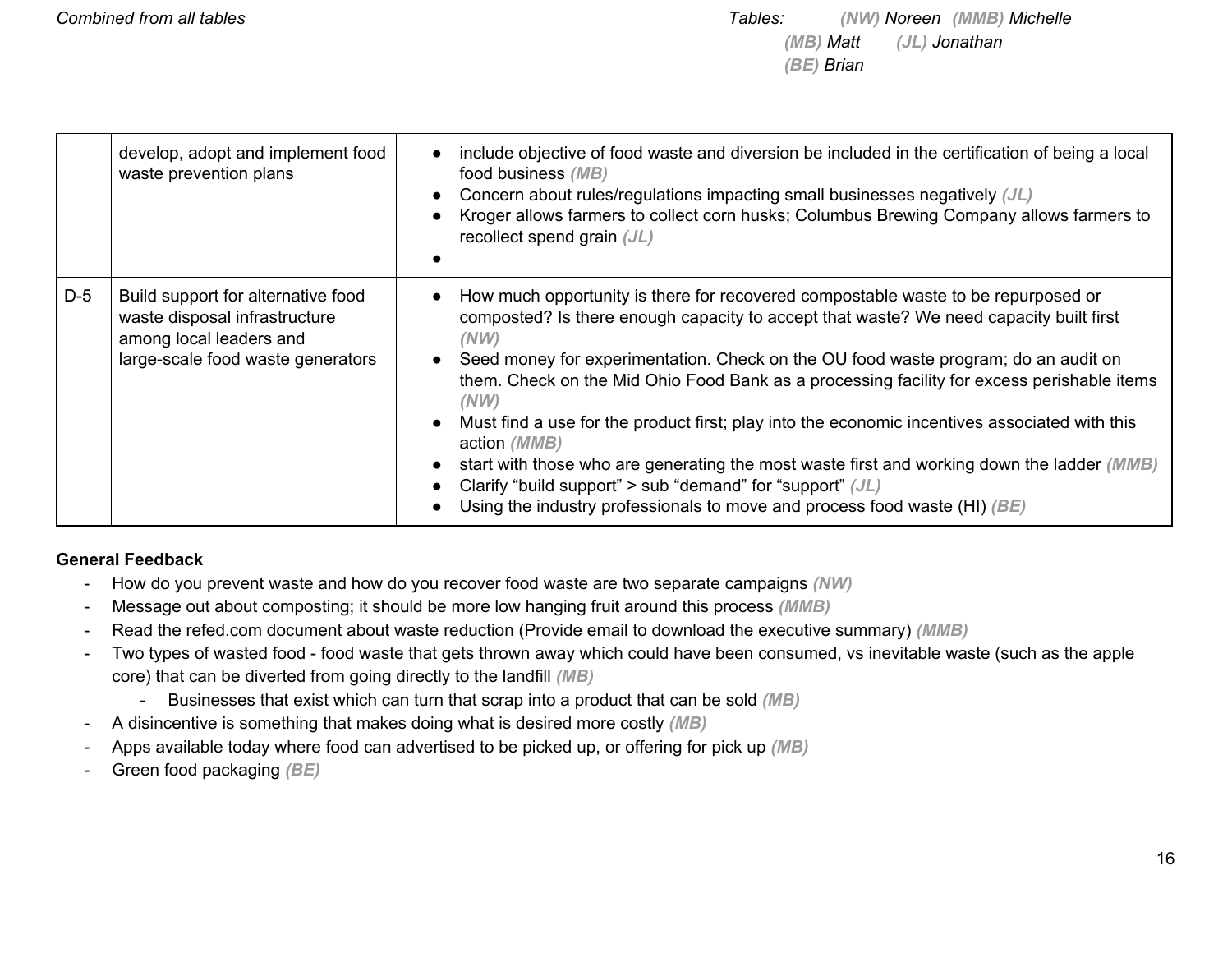*Combined from all tables*

*Tables: (NW) Noreen (MMB) Michelle (MB) Matt (JL) Jonathan (BE) Brian*

| | | |
|---|---|---|
| | develop, adopt and implement food waste prevention plans | • include objective of food waste and diversion be included in the certification of being a local food business *(MB)*<br>• Concern about rules/regulations impacting small businesses negatively *(JL)*<br>• Kroger allows farmers to collect corn husks; Columbus Brewing Company allows farmers to recollect spend grain *(JL)*<br>• |
| D-5 | Build support for alternative food waste disposal infrastructure among local leaders and large-scale food waste generators | • How much opportunity is there for recovered compostable waste to be repurposed or composted? Is there enough capacity to accept that waste? We need capacity built first *(NW)*<br>• Seed money for experimentation. Check on the OU food waste program; do an audit on them. Check on the Mid Ohio Food Bank as a processing facility for excess perishable items *(NW)*<br>• Must find a use for the product first; play into the economic incentives associated with this action *(MMB)*<br>• start with those who are generating the most waste first and working down the ladder *(MMB)*<br>• Clarify "build support" > sub "demand" for "support" *(JL)*<br>• Using the industry professionals to move and process food waste (HI) *(BE)* |

**General Feedback**

- How do you prevent waste and how do you recover food waste are two separate campaigns *(NW)*
- Message out about composting; it should be more low hanging fruit around this process *(MMB)*
- Read the refed.com document about waste reduction (Provide email to download the executive summary) *(MMB)*
- Two types of wasted food - food waste that gets thrown away which could have been consumed, vs inevitable waste (such as the apple core) that can be diverted from going directly to the landfill *(MB)*
  - Businesses that exist which can turn that scrap into a product that can be sold *(MB)*
- A disincentive is something that makes doing what is desired more costly *(MB)*
- Apps available today where food can advertised to be picked up, or offering for pick up *(MB)*
- Green food packaging *(BE)*